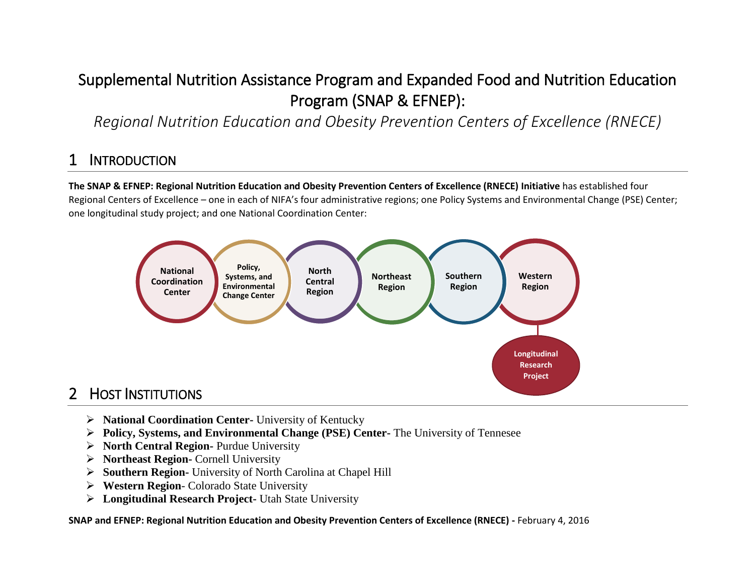# Supplemental Nutrition Assistance Program and Expanded Food and Nutrition Education Program (SNAP & EFNEP):

*Regional Nutrition Education and Obesity Prevention Centers of Excellence (RNECE)*

## 1 Introduction

**The SNAP & EFNEP: Regional Nutrition Education and Obesity Prevention Centers of Excellence (RNECE) Initiative** has established four Regional Centers of Excellence – one in each of NIFA's four administrative regions; one Policy Systems and Environmental Change (PSE) Center; one longitudinal study project; and one National Coordination Center:

National Coordination Center | Policy, Systems, and Environmental Change Center | North Central Region | Northeast Region | Southern Region | Western Region | Longitudinal Research Project

## 2 Host Institutions

- **National Coordination Center-** University of Kentucky
- **Policy, Systems, and Environmental Change (PSE) Center-** The University of Tennesee
- **North Central Region-** Purdue University
- **Northeast Region-** Cornell University
- **Southern Region-** University of North Carolina at Chapel Hill
- **Western Region-** Colorado State University
- **Longitudinal Research Project-** Utah State University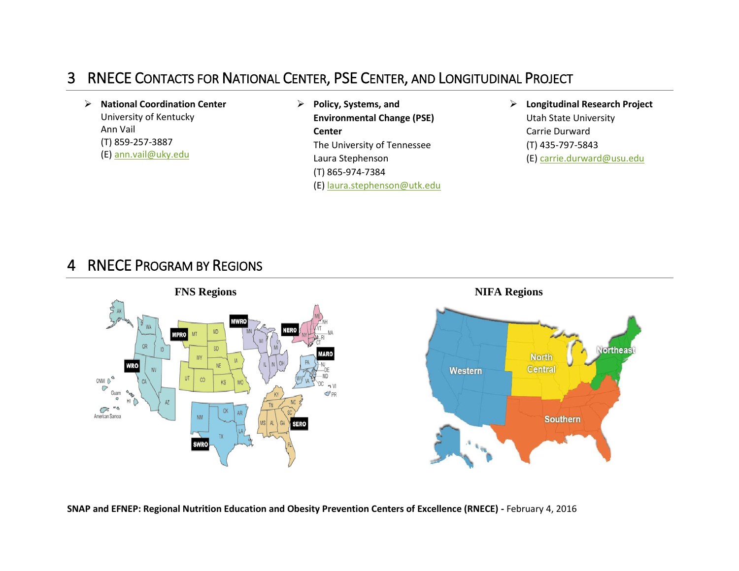## 3 RNECE Contacts for National Center, PSE Center, and Longitudinal Project

- **National Coordination Center**
  University of Kentucky
  Ann Vail
  (T) 859-257-3887
  (E) ann.vail@uky.edu

- **Policy, Systems, and Environmental Change (PSE) Center**
  The University of Tennessee
  Laura Stephenson
  (T) 865-974-7384
  (E) laura.stephenson@utk.edu

- **Longitudinal Research Project**
  Utah State University
  Carrie Durward
  (T) 435-797-5843
  (E) carrie.durward@usu.edu

## 4 RNECE Program by Regions

**FNS Regions**

**NIFA Regions**

**SNAP and EFNEP: Regional Nutrition Education and Obesity Prevention Centers of Excellence (RNECE) -** February 4, 2016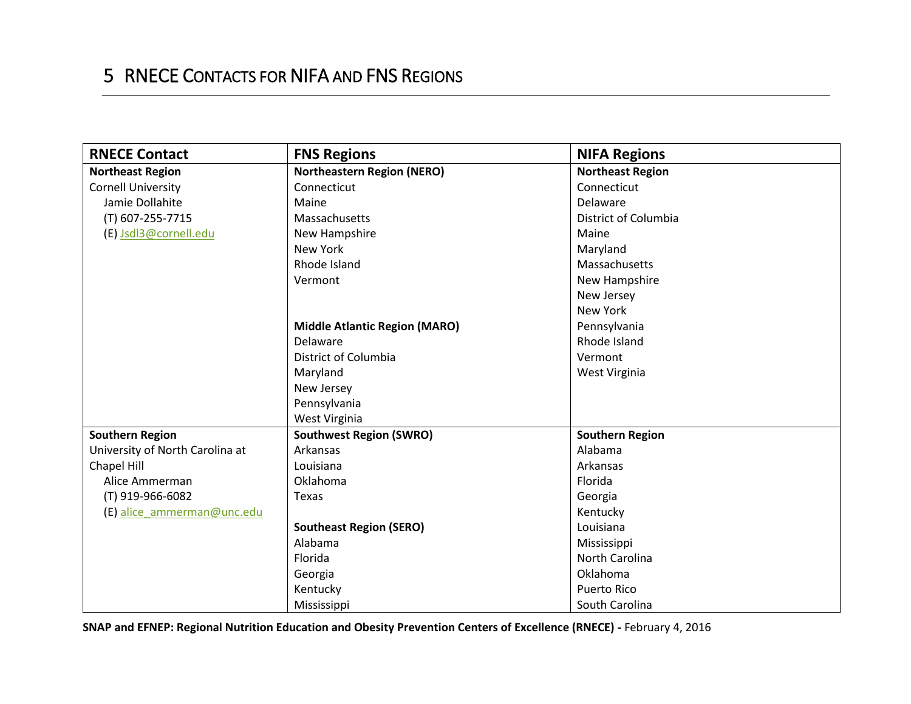# 5 RNECE Contacts for NIFA and FNS Regions

| RNECE Contact | FNS Regions | NIFA Regions |
|---|---|---|
| **Northeast Region**<br>Cornell University<br>Jamie Dollahite<br>(T) 607-255-7715<br>(E) Jsdl3@cornell.edu | **Northeastern Region (NERO)**<br>Connecticut<br>Maine<br>Massachusetts<br>New Hampshire<br>New York<br>Rhode Island<br>Vermont<br><br>**Middle Atlantic Region (MARO)**<br>Delaware<br>District of Columbia<br>Maryland<br>New Jersey<br>Pennsylvania<br>West Virginia | **Northeast Region**<br>Connecticut<br>Delaware<br>District of Columbia<br>Maine<br>Maryland<br>Massachusetts<br>New Hampshire<br>New Jersey<br>New York<br>Pennsylvania<br>Rhode Island<br>Vermont<br>West Virginia |
| **Southern Region**<br>University of North Carolina at Chapel Hill<br>Alice Ammerman<br>(T) 919-966-6082<br>(E) alice_ammerman@unc.edu | **Southwest Region (SWRO)**<br>Arkansas<br>Louisiana<br>Oklahoma<br>Texas<br><br>**Southeast Region (SERO)**<br>Alabama<br>Florida<br>Georgia<br>Kentucky<br>Mississippi | **Southern Region**<br>Alabama<br>Arkansas<br>Florida<br>Georgia<br>Kentucky<br>Louisiana<br>Mississippi<br>North Carolina<br>Oklahoma<br>Puerto Rico<br>South Carolina |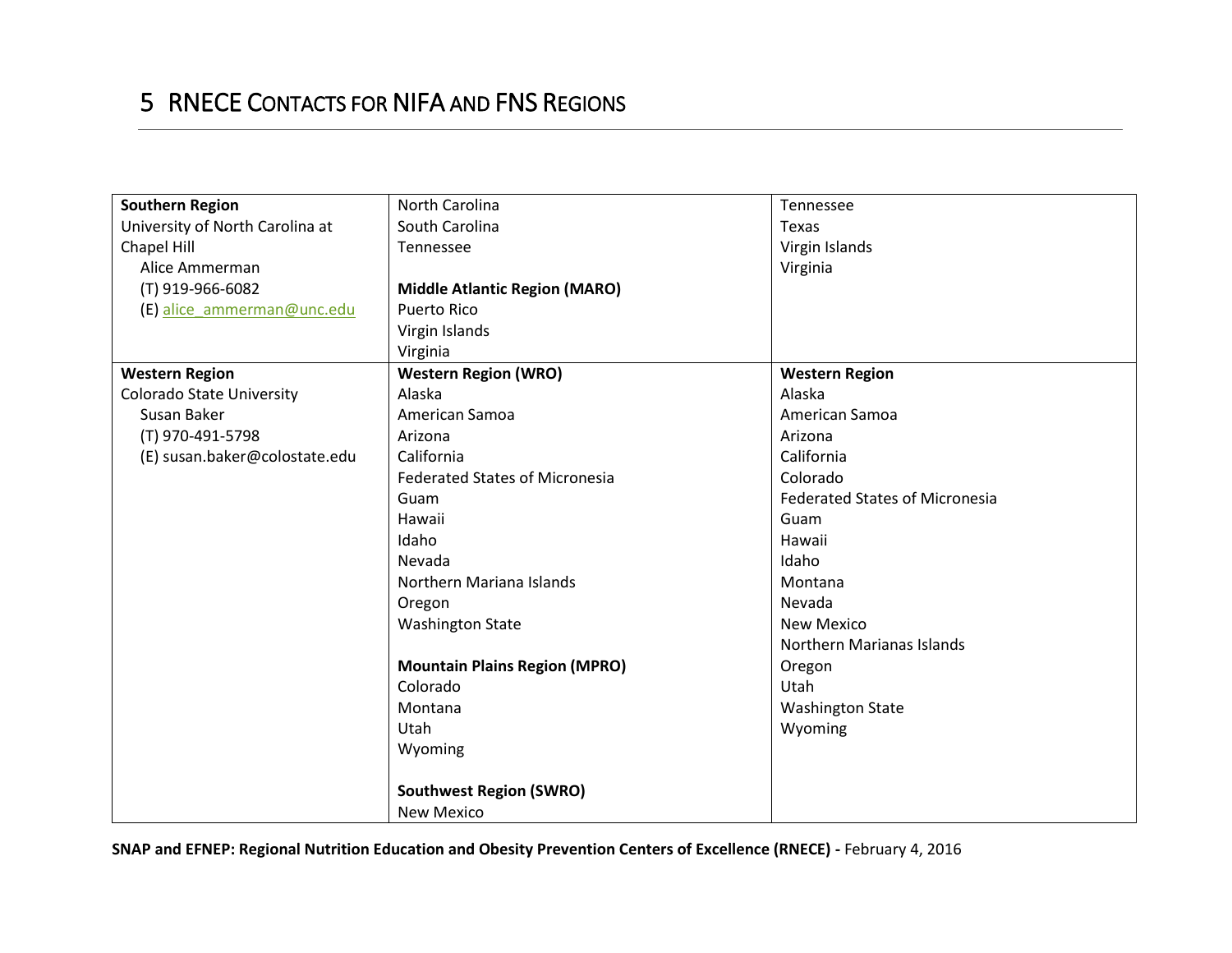# 5 RNECE Contacts for NIFA and FNS Regions

| | | |
|---|---|---|
| **Southern Region**<br>University of North Carolina at Chapel Hill<br>Alice Ammerman<br>(T) 919-966-6082<br>(E) alice_ammerman@unc.edu | North Carolina<br>South Carolina<br>Tennessee<br><br>**Middle Atlantic Region (MARO)**<br>Puerto Rico<br>Virgin Islands<br>Virginia | Tennessee<br>Texas<br>Virgin Islands<br>Virginia |
| **Western Region**<br>Colorado State University<br>Susan Baker<br>(T) 970-491-5798<br>(E) susan.baker@colostate.edu | **Western Region (WRO)**<br>Alaska<br>American Samoa<br>Arizona<br>California<br>Federated States of Micronesia<br>Guam<br>Hawaii<br>Idaho<br>Nevada<br>Northern Mariana Islands<br>Oregon<br>Washington State<br><br>**Mountain Plains Region (MPRO)**<br>Colorado<br>Montana<br>Utah<br>Wyoming<br><br>**Southwest Region (SWRO)**<br>New Mexico | **Western Region**<br>Alaska<br>American Samoa<br>Arizona<br>California<br>Colorado<br>Federated States of Micronesia<br>Guam<br>Hawaii<br>Idaho<br>Montana<br>Nevada<br>New Mexico<br>Northern Marianas Islands<br>Oregon<br>Utah<br>Washington State<br>Wyoming |